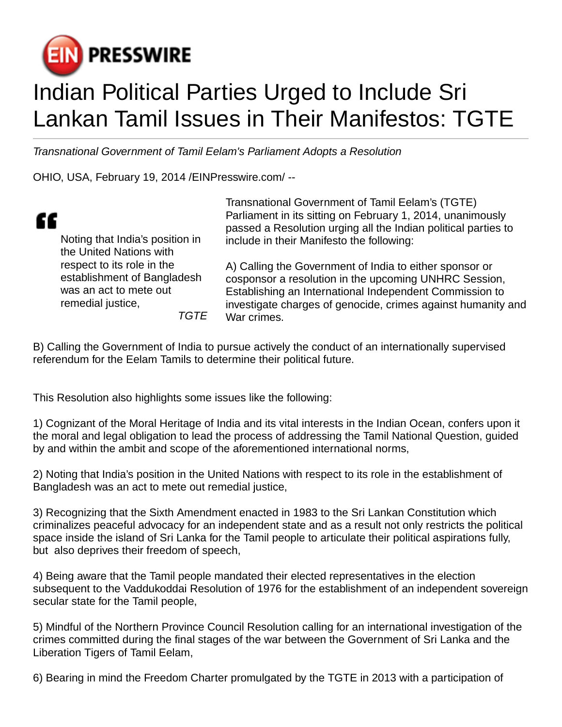EIN PRESSWIRE

# Indian Political Parties Urged to Include Sri Lankan Tamil Issues in Their Manifestos: TGTE

*Transnational Government of Tamil Eelam's Parliament Adopts a Resolution*

OHIO, USA, February 19, 2014 /EINPresswire.com/ --

> Noting that India's position in the United Nations with respect to its role in the establishment of Bangladesh was an act to mete out remedial justice,
>
> *TGTE*

Transnational Government of Tamil Eelam's (TGTE) Parliament in its sitting on February 1, 2014, unanimously passed a Resolution urging all the Indian political parties to include in their Manifesto the following:

A) Calling the Government of India to either sponsor or cosponsor a resolution in the upcoming UNHRC Session, Establishing an International Independent Commission to investigate charges of genocide, crimes against humanity and War crimes.

B) Calling the Government of India to pursue actively the conduct of an internationally supervised referendum for the Eelam Tamils to determine their political future.

This Resolution also highlights some issues like the following:

1) Cognizant of the Moral Heritage of India and its vital interests in the Indian Ocean, confers upon it the moral and legal obligation to lead the process of addressing the Tamil National Question, guided by and within the ambit and scope of the aforementioned international norms,

2) Noting that India's position in the United Nations with respect to its role in the establishment of Bangladesh was an act to mete out remedial justice,

3) Recognizing that the Sixth Amendment enacted in 1983 to the Sri Lankan Constitution which criminalizes peaceful advocacy for an independent state and as a result not only restricts the political space inside the island of Sri Lanka for the Tamil people to articulate their political aspirations fully, but also deprives their freedom of speech,

4) Being aware that the Tamil people mandated their elected representatives in the election subsequent to the Vaddukoddai Resolution of 1976 for the establishment of an independent sovereign secular state for the Tamil people,

5) Mindful of the Northern Province Council Resolution calling for an international investigation of the crimes committed during the final stages of the war between the Government of Sri Lanka and the Liberation Tigers of Tamil Eelam,

6) Bearing in mind the Freedom Charter promulgated by the TGTE in 2013 with a participation of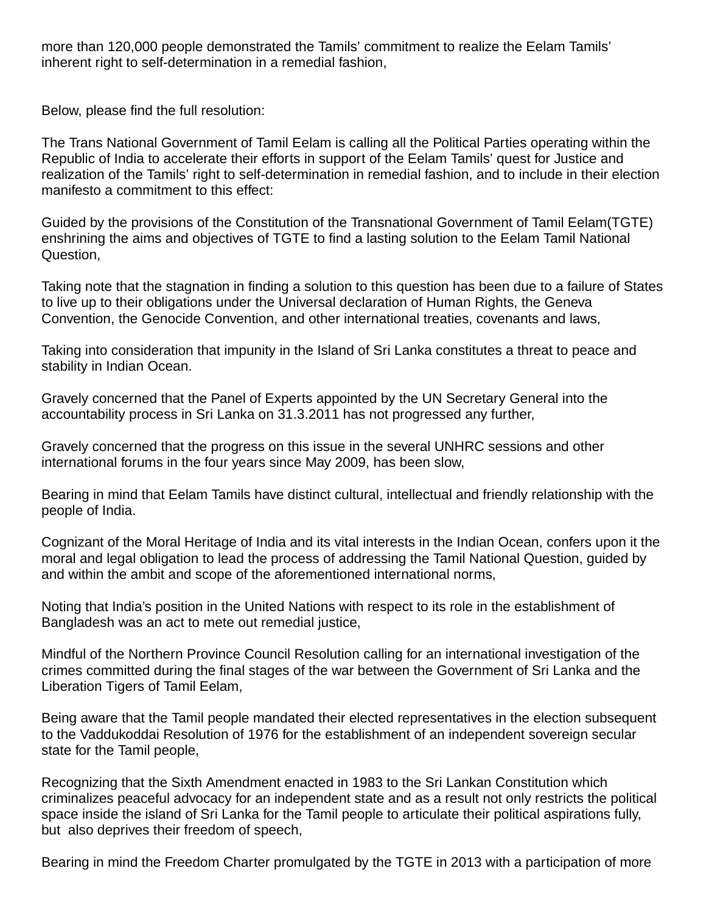more than 120,000 people demonstrated the Tamils' commitment to realize the Eelam Tamils' inherent right to self-determination in a remedial fashion,

Below, please find the full resolution:

The Trans National Government of Tamil Eelam is calling all the Political Parties operating within the Republic of India to accelerate their efforts in support of the Eelam Tamils' quest for Justice and realization of the Tamils' right to self-determination in remedial fashion, and to include in their election manifesto a commitment to this effect:

Guided by the provisions of the Constitution of the Transnational Government of Tamil Eelam(TGTE) enshrining the aims and objectives of TGTE to find a lasting solution to the Eelam Tamil National Question,

Taking note that the stagnation in finding a solution to this question has been due to a failure of States to live up to their obligations under the Universal declaration of Human Rights, the Geneva Convention, the Genocide Convention, and other international treaties, covenants and laws,

Taking into consideration that impunity in the Island of Sri Lanka constitutes a threat to peace and stability in Indian Ocean.

Gravely concerned that the Panel of Experts appointed by the UN Secretary General into the accountability process in Sri Lanka on 31.3.2011 has not progressed any further,

Gravely concerned that the progress on this issue in the several UNHRC sessions and other international forums in the four years since May 2009, has been slow,

Bearing in mind that Eelam Tamils have distinct cultural, intellectual and friendly relationship with the people of India.

Cognizant of the Moral Heritage of India and its vital interests in the Indian Ocean, confers upon it the moral and legal obligation to lead the process of addressing the Tamil National Question, guided by and within the ambit and scope of the aforementioned international norms,

Noting that India's position in the United Nations with respect to its role in the establishment of Bangladesh was an act to mete out remedial justice,

Mindful of the Northern Province Council Resolution calling for an international investigation of the crimes committed during the final stages of the war between the Government of Sri Lanka and the Liberation Tigers of Tamil Eelam,

Being aware that the Tamil people mandated their elected representatives in the election subsequent to the Vaddukoddai Resolution of 1976 for the establishment of an independent sovereign secular state for the Tamil people,

Recognizing that the Sixth Amendment enacted in 1983 to the Sri Lankan Constitution which criminalizes peaceful advocacy for an independent state and as a result not only restricts the political space inside the island of Sri Lanka for the Tamil people to articulate their political aspirations fully, but also deprives their freedom of speech,

Bearing in mind the Freedom Charter promulgated by the TGTE in 2013 with a participation of more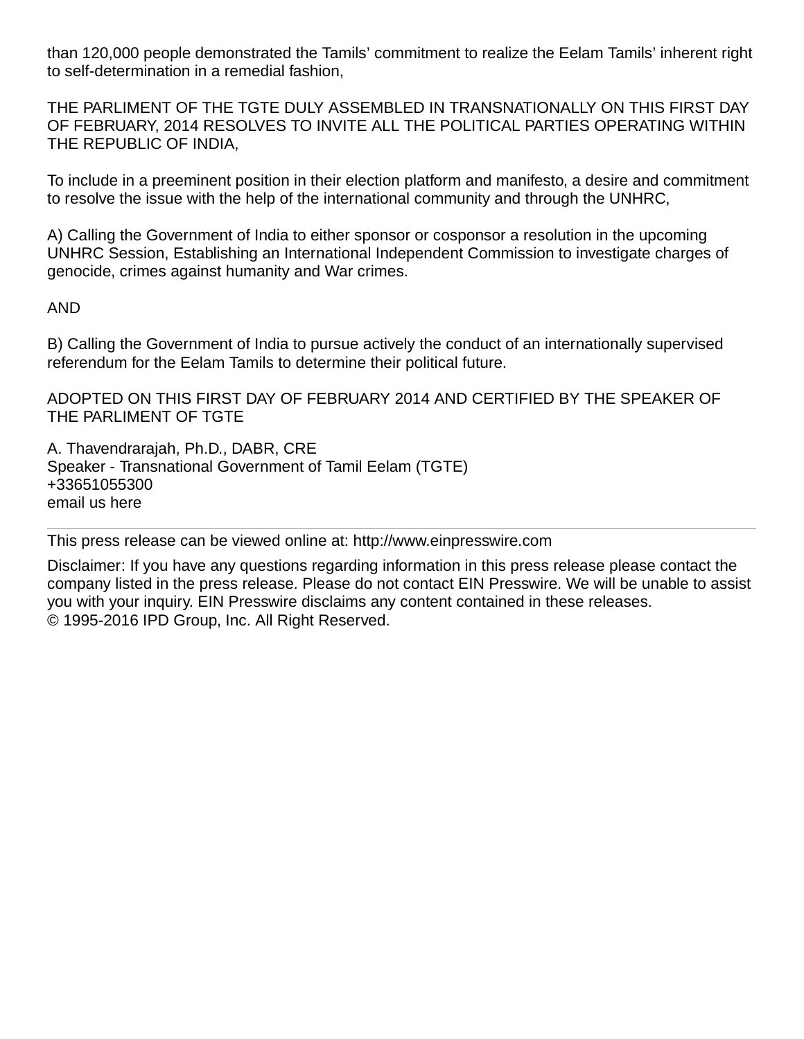than 120,000 people demonstrated the Tamils' commitment to realize the Eelam Tamils' inherent right to self-determination in a remedial fashion,

THE PARLIMENT OF THE TGTE DULY ASSEMBLED IN TRANSNATIONALLY ON THIS FIRST DAY OF FEBRUARY, 2014 RESOLVES TO INVITE ALL THE POLITICAL PARTIES OPERATING WITHIN THE REPUBLIC OF INDIA,

To include in a preeminent position in their election platform and manifesto, a desire and commitment to resolve the issue with the help of the international community and through the UNHRC,

A) Calling the Government of India to either sponsor or cosponsor a resolution in the upcoming UNHRC Session, Establishing an International Independent Commission to investigate charges of genocide, crimes against humanity and War crimes.

AND

B) Calling the Government of India to pursue actively the conduct of an internationally supervised referendum for the Eelam Tamils to determine their political future.

ADOPTED ON THIS FIRST DAY OF FEBRUARY 2014 AND CERTIFIED BY THE SPEAKER OF THE PARLIMENT OF TGTE

A. Thavendrarajah, Ph.D., DABR, CRE
Speaker - Transnational Government of Tamil Eelam (TGTE)
+33651055300
email us here

---

This press release can be viewed online at: http://www.einpresswire.com

Disclaimer: If you have any questions regarding information in this press release please contact the company listed in the press release. Please do not contact EIN Presswire. We will be unable to assist you with your inquiry. EIN Presswire disclaims any content contained in these releases.
© 1995-2016 IPD Group, Inc. All Right Reserved.